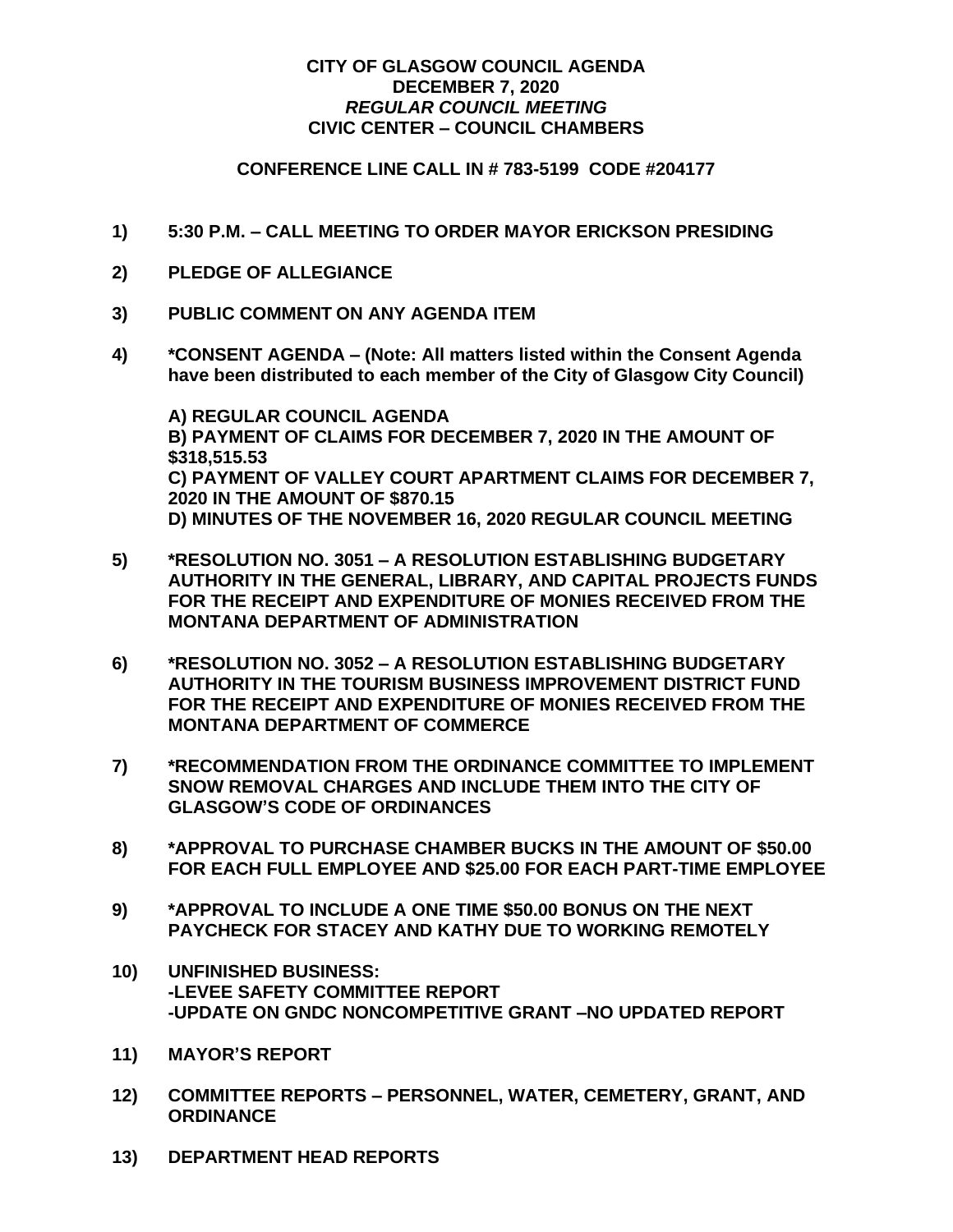# CITY OF GLASGOW COUNCIL AGENDA
## DECEMBER 7, 2020
### *REGULAR COUNCIL MEETING*
### CIVIC CENTER – COUNCIL CHAMBERS

**CONFERENCE LINE CALL IN # 783-5199 CODE #204177**

**1) 5:30 P.M. – CALL MEETING TO ORDER MAYOR ERICKSON PRESIDING**

**2) PLEDGE OF ALLEGIANCE**

**3) PUBLIC COMMENT ON ANY AGENDA ITEM**

**4) *CONSENT AGENDA – (Note: All matters listed within the Consent Agenda have been distributed to each member of the City of Glasgow City Council)**

**A) REGULAR COUNCIL AGENDA**
**B) PAYMENT OF CLAIMS FOR DECEMBER 7, 2020 IN THE AMOUNT OF $318,515.53**
**C) PAYMENT OF VALLEY COURT APARTMENT CLAIMS FOR DECEMBER 7, 2020 IN THE AMOUNT OF $870.15**
**D) MINUTES OF THE NOVEMBER 16, 2020 REGULAR COUNCIL MEETING**

**5) *RESOLUTION NO. 3051 – A RESOLUTION ESTABLISHING BUDGETARY AUTHORITY IN THE GENERAL, LIBRARY, AND CAPITAL PROJECTS FUNDS FOR THE RECEIPT AND EXPENDITURE OF MONIES RECEIVED FROM THE MONTANA DEPARTMENT OF ADMINISTRATION**

**6) *RESOLUTION NO. 3052 – A RESOLUTION ESTABLISHING BUDGETARY AUTHORITY IN THE TOURISM BUSINESS IMPROVEMENT DISTRICT FUND FOR THE RECEIPT AND EXPENDITURE OF MONIES RECEIVED FROM THE MONTANA DEPARTMENT OF COMMERCE**

**7) *RECOMMENDATION FROM THE ORDINANCE COMMITTEE TO IMPLEMENT SNOW REMOVAL CHARGES AND INCLUDE THEM INTO THE CITY OF GLASGOW'S CODE OF ORDINANCES**

**8) *APPROVAL TO PURCHASE CHAMBER BUCKS IN THE AMOUNT OF $50.00 FOR EACH FULL EMPLOYEE AND $25.00 FOR EACH PART-TIME EMPLOYEE**

**9) *APPROVAL TO INCLUDE A ONE TIME $50.00 BONUS ON THE NEXT PAYCHECK FOR STACEY AND KATHY DUE TO WORKING REMOTELY**

**10) UNFINISHED BUSINESS:**
**-LEVEE SAFETY COMMITTEE REPORT**
**-UPDATE ON GNDC NONCOMPETITIVE GRANT –NO UPDATED REPORT**

**11) MAYOR'S REPORT**

**12) COMMITTEE REPORTS – PERSONNEL, WATER, CEMETERY, GRANT, AND ORDINANCE**

**13) DEPARTMENT HEAD REPORTS**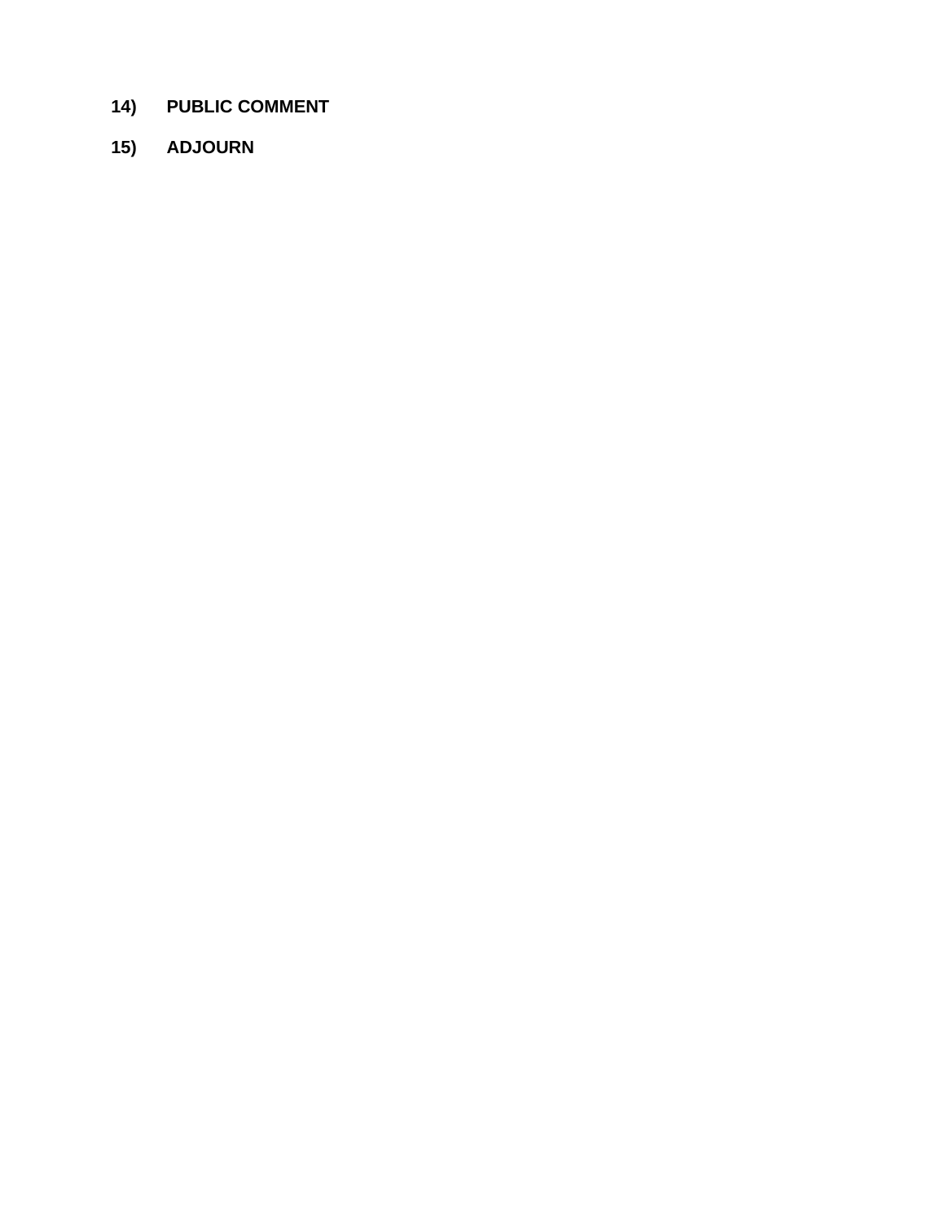**14) PUBLIC COMMENT**

**15) ADJOURN**